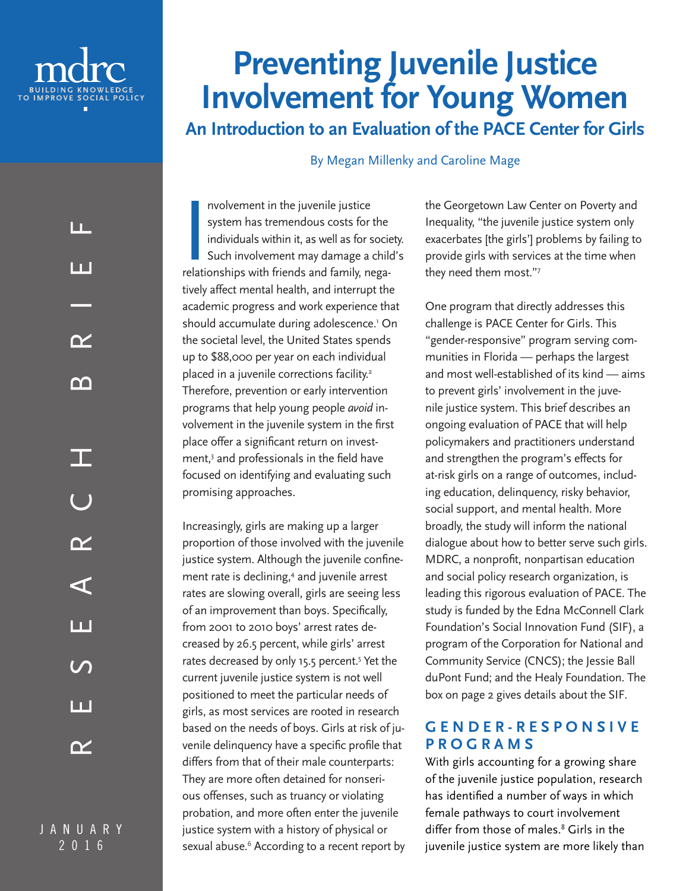mdrc
BUILDING KNOWLEDGE TO IMPROVE SOCIAL POLICY

RESEARCH BRIEF

JANUARY 2016

# Preventing Juvenile Justice Involvement for Young Women

## An Introduction to an Evaluation of the PACE Center for Girls

By Megan Millenky and Caroline Mage

Involvement in the juvenile justice system has tremendous costs for the individuals within it, as well as for society. Such involvement may damage a child's relationships with friends and family, negatively affect mental health, and interrupt the academic progress and work experience that should accumulate during adolescence.[1] On the societal level, the United States spends up to $88,000 per year on each individual placed in a juvenile corrections facility.[2] Therefore, prevention or early intervention programs that help young people *avoid* involvement in the juvenile system in the first place offer a significant return on investment,[3] and professionals in the field have focused on identifying and evaluating such promising approaches.

Increasingly, girls are making up a larger proportion of those involved with the juvenile justice system. Although the juvenile confinement rate is declining,[4] and juvenile arrest rates are slowing overall, girls are seeing less of an improvement than boys. Specifically, from 2001 to 2010 boys' arrest rates decreased by 26.5 percent, while girls' arrest rates decreased by only 15.5 percent.[5] Yet the current juvenile justice system is not well positioned to meet the particular needs of girls, as most services are rooted in research based on the needs of boys. Girls at risk of juvenile delinquency have a specific profile that differs from that of their male counterparts: They are more often detained for nonserious offenses, such as truancy or violating probation, and more often enter the juvenile justice system with a history of physical or sexual abuse.[6] According to a recent report by the Georgetown Law Center on Poverty and Inequality, "the juvenile justice system only exacerbates [the girls'] problems by failing to provide girls with services at the time when they need them most."[7]

One program that directly addresses this challenge is PACE Center for Girls. This "gender-responsive" program serving communities in Florida — perhaps the largest and most well-established of its kind — aims to prevent girls' involvement in the juvenile justice system. This brief describes an ongoing evaluation of PACE that will help policymakers and practitioners understand and strengthen the program's effects for at-risk girls on a range of outcomes, including education, delinquency, risky behavior, social support, and mental health. More broadly, the study will inform the national dialogue about how to better serve such girls. MDRC, a nonprofit, nonpartisan education and social policy research organization, is leading this rigorous evaluation of PACE. The study is funded by the Edna McConnell Clark Foundation's Social Innovation Fund (SIF), a program of the Corporation for National and Community Service (CNCS); the Jessie Ball duPont Fund; and the Healy Foundation. The box on page 2 gives details about the SIF.

### GENDER-RESPONSIVE PROGRAMS

With girls accounting for a growing share of the juvenile justice population, research has identified a number of ways in which female pathways to court involvement differ from those of males.[8] Girls in the juvenile justice system are more likely than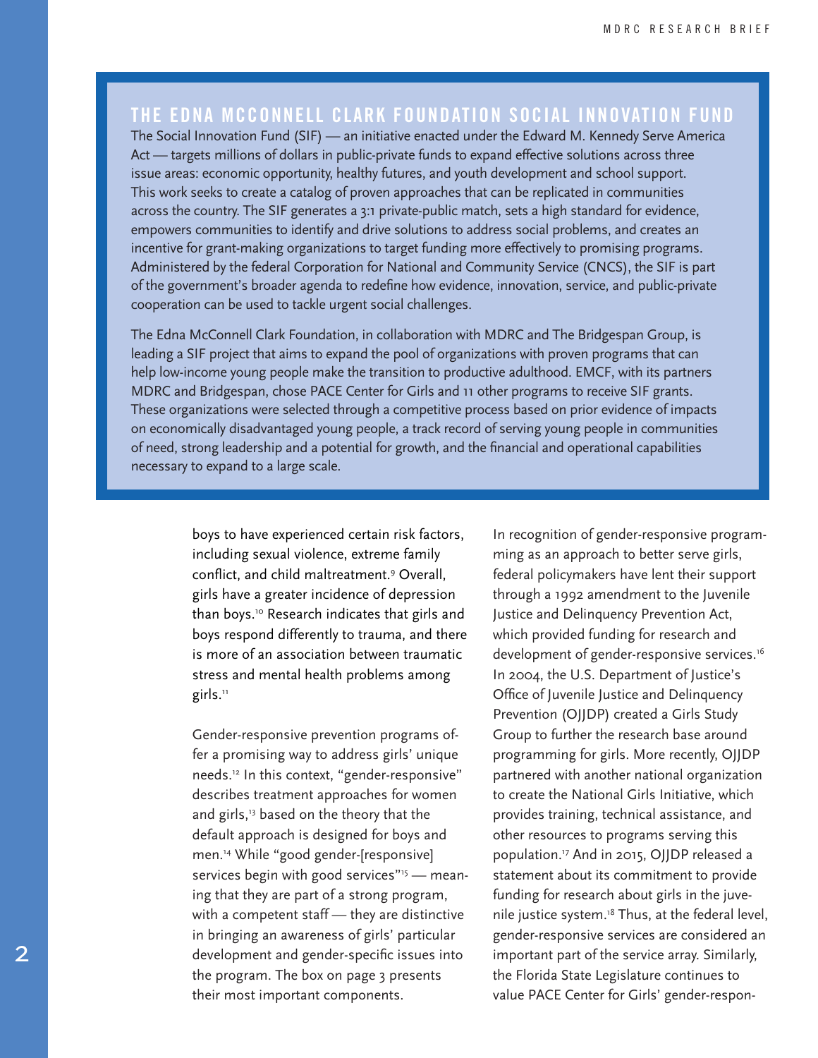## THE EDNA MCCONNELL CLARK FOUNDATION SOCIAL INNOVATION FUND

The Social Innovation Fund (SIF) — an initiative enacted under the Edward M. Kennedy Serve America Act — targets millions of dollars in public-private funds to expand effective solutions across three issue areas: economic opportunity, healthy futures, and youth development and school support. This work seeks to create a catalog of proven approaches that can be replicated in communities across the country. The SIF generates a 3:1 private-public match, sets a high standard for evidence, empowers communities to identify and drive solutions to address social problems, and creates an incentive for grant-making organizations to target funding more effectively to promising programs. Administered by the federal Corporation for National and Community Service (CNCS), the SIF is part of the government's broader agenda to redefine how evidence, innovation, service, and public-private cooperation can be used to tackle urgent social challenges.

The Edna McConnell Clark Foundation, in collaboration with MDRC and The Bridgespan Group, is leading a SIF project that aims to expand the pool of organizations with proven programs that can help low-income young people make the transition to productive adulthood. EMCF, with its partners MDRC and Bridgespan, chose PACE Center for Girls and 11 other programs to receive SIF grants. These organizations were selected through a competitive process based on prior evidence of impacts on economically disadvantaged young people, a track record of serving young people in communities of need, strong leadership and a potential for growth, and the financial and operational capabilities necessary to expand to a large scale.

boys to have experienced certain risk factors, including sexual violence, extreme family conflict, and child maltreatment.[9] Overall, girls have a greater incidence of depression than boys.[10] Research indicates that girls and boys respond differently to trauma, and there is more of an association between traumatic stress and mental health problems among girls.[11]

Gender-responsive prevention programs offer a promising way to address girls' unique needs.[12] In this context, "gender-responsive" describes treatment approaches for women and girls,[13] based on the theory that the default approach is designed for boys and men.[14] While "good gender-[responsive] services begin with good services"[15] — meaning that they are part of a strong program, with a competent staff — they are distinctive in bringing an awareness of girls' particular development and gender-specific issues into the program. The box on page 3 presents their most important components.

In recognition of gender-responsive programming as an approach to better serve girls, federal policymakers have lent their support through a 1992 amendment to the Juvenile Justice and Delinquency Prevention Act, which provided funding for research and development of gender-responsive services.[16] In 2004, the U.S. Department of Justice's Office of Juvenile Justice and Delinquency Prevention (OJJDP) created a Girls Study Group to further the research base around programming for girls. More recently, OJJDP partnered with another national organization to create the National Girls Initiative, which provides training, technical assistance, and other resources to programs serving this population.[17] And in 2015, OJJDP released a statement about its commitment to provide funding for research about girls in the juvenile justice system.[18] Thus, at the federal level, gender-responsive services are considered an important part of the service array. Similarly, the Florida State Legislature continues to value PACE Center for Girls' gender-respon-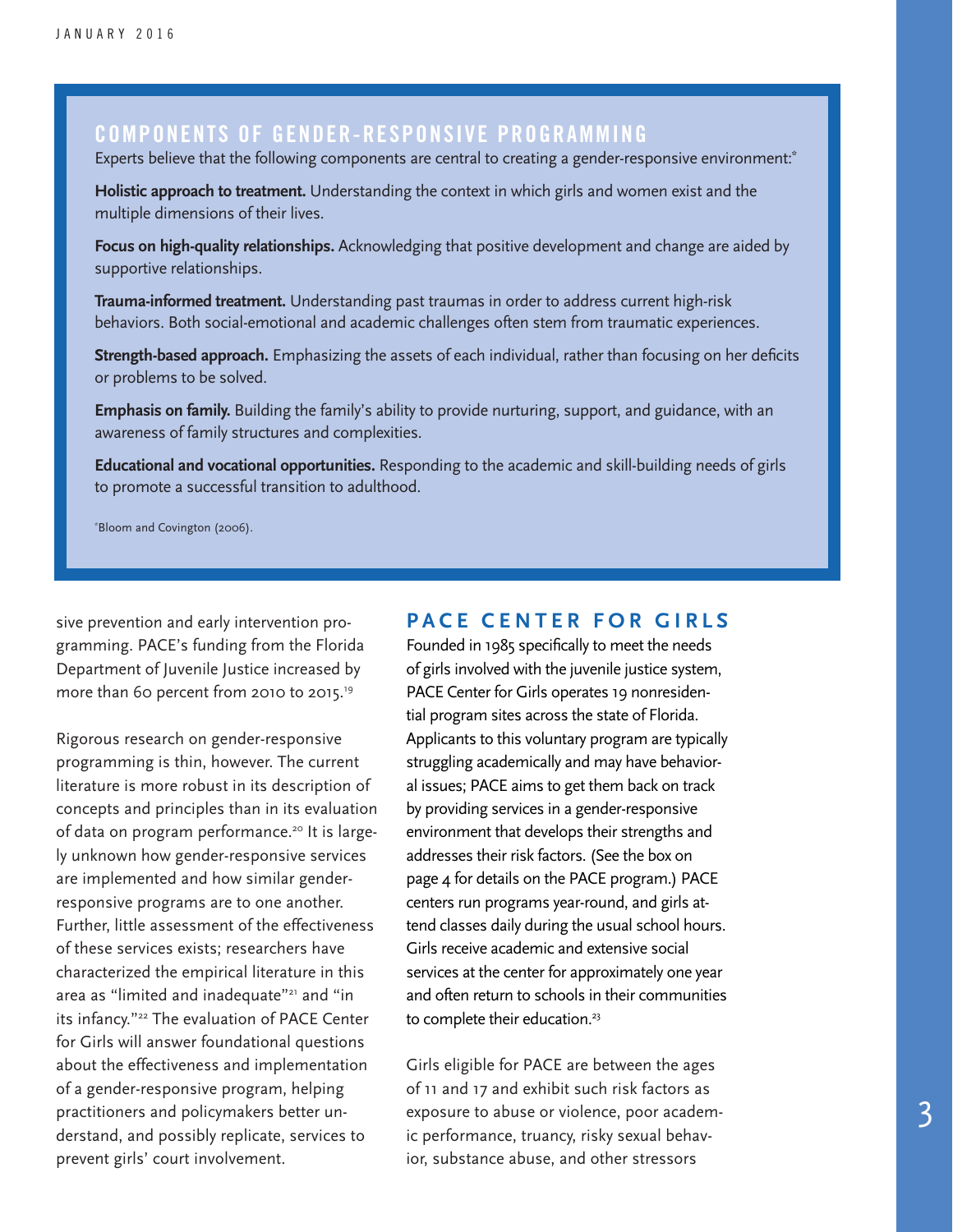## COMPONENTS OF GENDER-RESPONSIVE PROGRAMMING

Experts believe that the following components are central to creating a gender-responsive environment:*

**Holistic approach to treatment.** Understanding the context in which girls and women exist and the multiple dimensions of their lives.

**Focus on high-quality relationships.** Acknowledging that positive development and change are aided by supportive relationships.

**Trauma-informed treatment.** Understanding past traumas in order to address current high-risk behaviors. Both social-emotional and academic challenges often stem from traumatic experiences.

**Strength-based approach.** Emphasizing the assets of each individual, rather than focusing on her deficits or problems to be solved.

**Emphasis on family.** Building the family's ability to provide nurturing, support, and guidance, with an awareness of family structures and complexities.

**Educational and vocational opportunities.** Responding to the academic and skill-building needs of girls to promote a successful transition to adulthood.

*Bloom and Covington (2006).

sive prevention and early intervention programming. PACE's funding from the Florida Department of Juvenile Justice increased by more than 60 percent from 2010 to 2015.[19]

Rigorous research on gender-responsive programming is thin, however. The current literature is more robust in its description of concepts and principles than in its evaluation of data on program performance.[20] It is largely unknown how gender-responsive services are implemented and how similar gender-responsive programs are to one another. Further, little assessment of the effectiveness of these services exists; researchers have characterized the empirical literature in this area as "limited and inadequate"[21] and "in its infancy."[22] The evaluation of PACE Center for Girls will answer foundational questions about the effectiveness and implementation of a gender-responsive program, helping practitioners and policymakers better understand, and possibly replicate, services to prevent girls' court involvement.

## PACE CENTER FOR GIRLS

Founded in 1985 specifically to meet the needs of girls involved with the juvenile justice system, PACE Center for Girls operates 19 nonresidential program sites across the state of Florida. Applicants to this voluntary program are typically struggling academically and may have behavioral issues; PACE aims to get them back on track by providing services in a gender-responsive environment that develops their strengths and addresses their risk factors. (See the box on page 4 for details on the PACE program.) PACE centers run programs year-round, and girls attend classes daily during the usual school hours. Girls receive academic and extensive social services at the center for approximately one year and often return to schools in their communities to complete their education.[23]

Girls eligible for PACE are between the ages of 11 and 17 and exhibit such risk factors as exposure to abuse or violence, poor academic performance, truancy, risky sexual behavior, substance abuse, and other stressors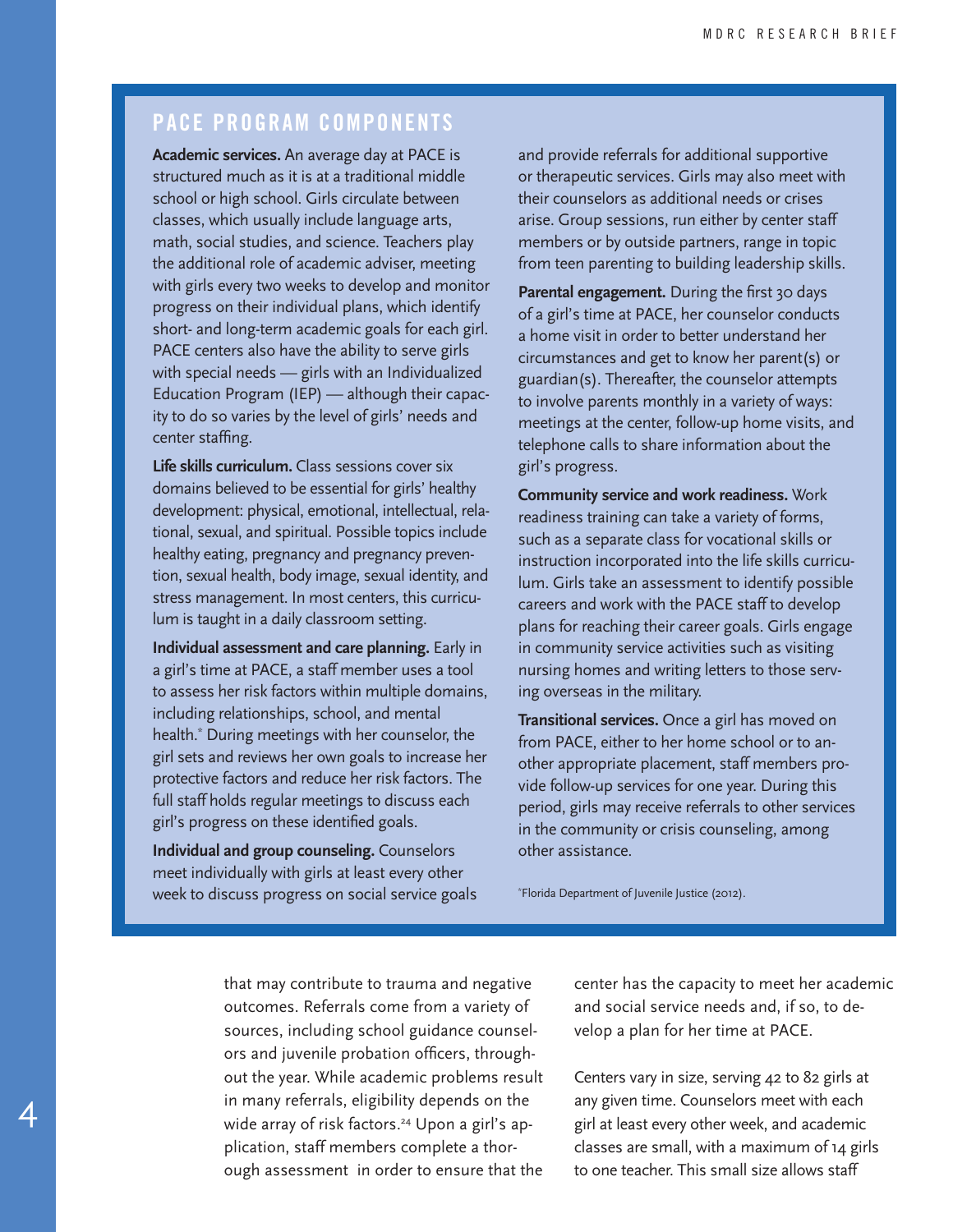## PACE PROGRAM COMPONENTS

**Academic services.** An average day at PACE is structured much as it is at a traditional middle school or high school. Girls circulate between classes, which usually include language arts, math, social studies, and science. Teachers play the additional role of academic adviser, meeting with girls every two weeks to develop and monitor progress on their individual plans, which identify short- and long-term academic goals for each girl. PACE centers also have the ability to serve girls with special needs — girls with an Individualized Education Program (IEP) — although their capacity to do so varies by the level of girls' needs and center staffing.

**Life skills curriculum.** Class sessions cover six domains believed to be essential for girls' healthy development: physical, emotional, intellectual, relational, sexual, and spiritual. Possible topics include healthy eating, pregnancy and pregnancy prevention, sexual health, body image, sexual identity, and stress management. In most centers, this curriculum is taught in a daily classroom setting.

**Individual assessment and care planning.** Early in a girl's time at PACE, a staff member uses a tool to assess her risk factors within multiple domains, including relationships, school, and mental health.* During meetings with her counselor, the girl sets and reviews her own goals to increase her protective factors and reduce her risk factors. The full staff holds regular meetings to discuss each girl's progress on these identified goals.

**Individual and group counseling.** Counselors meet individually with girls at least every other week to discuss progress on social service goals and provide referrals for additional supportive or therapeutic services. Girls may also meet with their counselors as additional needs or crises arise. Group sessions, run either by center staff members or by outside partners, range in topic from teen parenting to building leadership skills.

**Parental engagement.** During the first 30 days of a girl's time at PACE, her counselor conducts a home visit in order to better understand her circumstances and get to know her parent(s) or guardian(s). Thereafter, the counselor attempts to involve parents monthly in a variety of ways: meetings at the center, follow-up home visits, and telephone calls to share information about the girl's progress.

**Community service and work readiness.** Work readiness training can take a variety of forms, such as a separate class for vocational skills or instruction incorporated into the life skills curriculum. Girls take an assessment to identify possible careers and work with the PACE staff to develop plans for reaching their career goals. Girls engage in community service activities such as visiting nursing homes and writing letters to those serving overseas in the military.

**Transitional services.** Once a girl has moved on from PACE, either to her home school or to another appropriate placement, staff members provide follow-up services for one year. During this period, girls may receive referrals to other services in the community or crisis counseling, among other assistance.

*Florida Department of Juvenile Justice (2012).

that may contribute to trauma and negative outcomes. Referrals come from a variety of sources, including school guidance counselors and juvenile probation officers, throughout the year. While academic problems result in many referrals, eligibility depends on the wide array of risk factors.[24] Upon a girl's application, staff members complete a thorough assessment in order to ensure that the center has the capacity to meet her academic and social service needs and, if so, to develop a plan for her time at PACE.

Centers vary in size, serving 42 to 82 girls at any given time. Counselors meet with each girl at least every other week, and academic classes are small, with a maximum of 14 girls to one teacher. This small size allows staff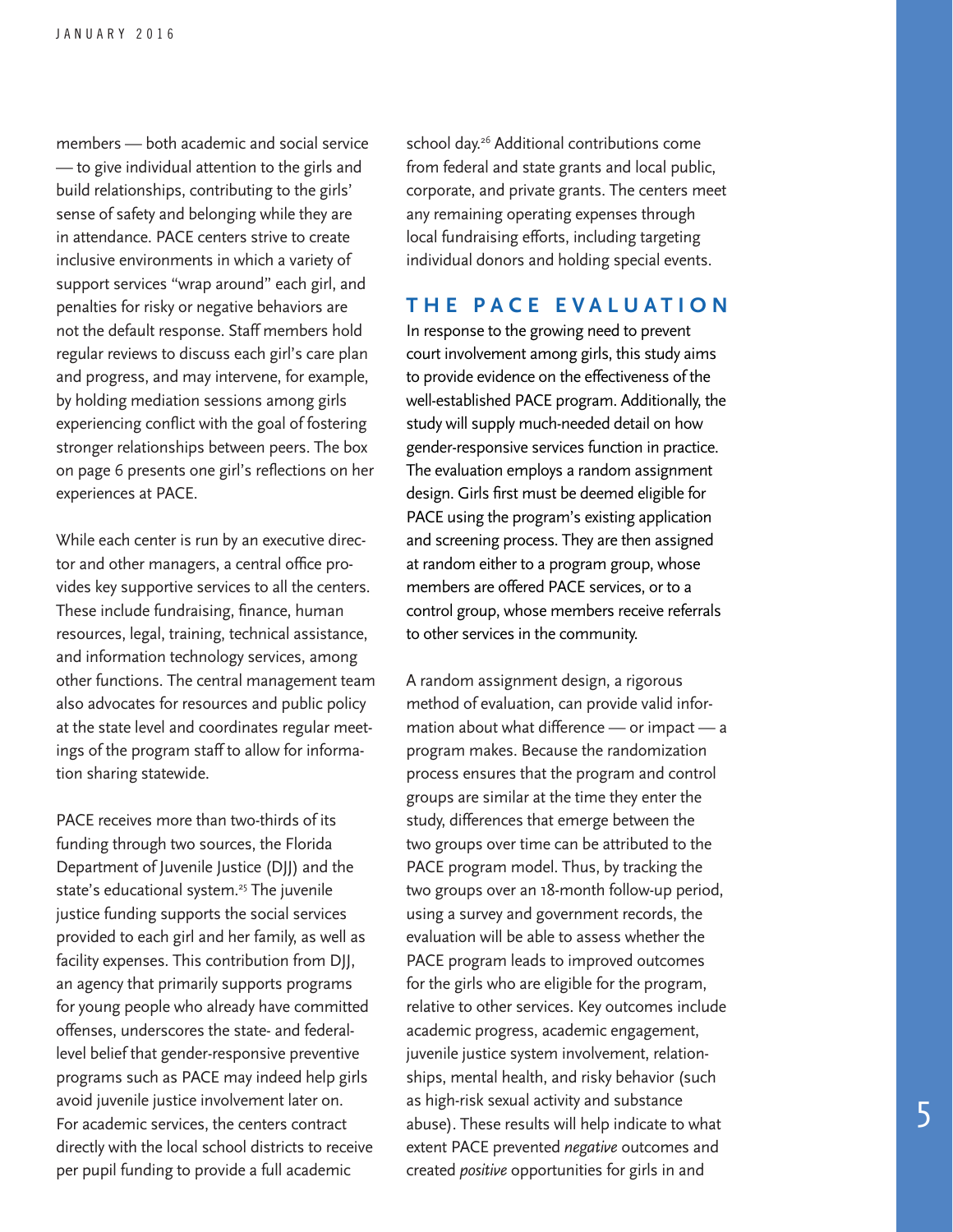members — both academic and social service — to give individual attention to the girls and build relationships, contributing to the girls' sense of safety and belonging while they are in attendance. PACE centers strive to create inclusive environments in which a variety of support services "wrap around" each girl, and penalties for risky or negative behaviors are not the default response. Staff members hold regular reviews to discuss each girl's care plan and progress, and may intervene, for example, by holding mediation sessions among girls experiencing conflict with the goal of fostering stronger relationships between peers. The box on page 6 presents one girl's reflections on her experiences at PACE.

While each center is run by an executive director and other managers, a central office provides key supportive services to all the centers. These include fundraising, finance, human resources, legal, training, technical assistance, and information technology services, among other functions. The central management team also advocates for resources and public policy at the state level and coordinates regular meetings of the program staff to allow for information sharing statewide.

PACE receives more than two-thirds of its funding through two sources, the Florida Department of Juvenile Justice (DJJ) and the state's educational system.[25] The juvenile justice funding supports the social services provided to each girl and her family, as well as facility expenses. This contribution from DJJ, an agency that primarily supports programs for young people who already have committed offenses, underscores the state- and federal-level belief that gender-responsive preventive programs such as PACE may indeed help girls avoid juvenile justice involvement later on. For academic services, the centers contract directly with the local school districts to receive per pupil funding to provide a full academic school day.[26] Additional contributions come from federal and state grants and local public, corporate, and private grants. The centers meet any remaining operating expenses through local fundraising efforts, including targeting individual donors and holding special events.

## THE PACE EVALUATION

In response to the growing need to prevent court involvement among girls, this study aims to provide evidence on the effectiveness of the well-established PACE program. Additionally, the study will supply much-needed detail on how gender-responsive services function in practice. The evaluation employs a random assignment design. Girls first must be deemed eligible for PACE using the program's existing application and screening process. They are then assigned at random either to a program group, whose members are offered PACE services, or to a control group, whose members receive referrals to other services in the community.

A random assignment design, a rigorous method of evaluation, can provide valid information about what difference — or impact — a program makes. Because the randomization process ensures that the program and control groups are similar at the time they enter the study, differences that emerge between the two groups over time can be attributed to the PACE program model. Thus, by tracking the two groups over an 18-month follow-up period, using a survey and government records, the evaluation will be able to assess whether the PACE program leads to improved outcomes for the girls who are eligible for the program, relative to other services. Key outcomes include academic progress, academic engagement, juvenile justice system involvement, relationships, mental health, and risky behavior (such as high-risk sexual activity and substance abuse). These results will help indicate to what extent PACE prevented *negative* outcomes and created *positive* opportunities for girls in and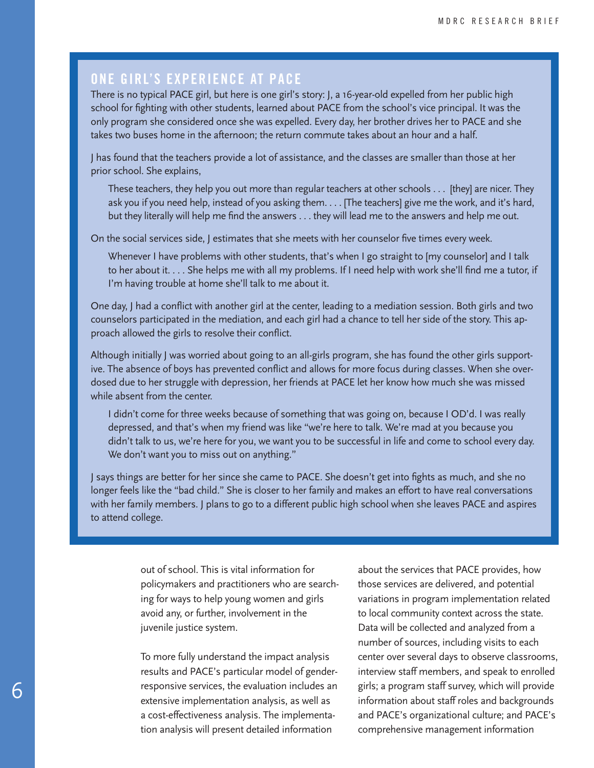## ONE GIRL'S EXPERIENCE AT PACE

There is no typical PACE girl, but here is one girl's story: J, a 16-year-old expelled from her public high school for fighting with other students, learned about PACE from the school's vice principal. It was the only program she considered once she was expelled. Every day, her brother drives her to PACE and she takes two buses home in the afternoon; the return commute takes about an hour and a half.

J has found that the teachers provide a lot of assistance, and the classes are smaller than those at her prior school. She explains,

> These teachers, they help you out more than regular teachers at other schools . . . [they] are nicer. They ask you if you need help, instead of you asking them. . . . [The teachers] give me the work, and it's hard, but they literally will help me find the answers . . . they will lead me to the answers and help me out.

On the social services side, J estimates that she meets with her counselor five times every week.

> Whenever I have problems with other students, that's when I go straight to [my counselor] and I talk to her about it. . . . She helps me with all my problems. If I need help with work she'll find me a tutor, if I'm having trouble at home she'll talk to me about it.

One day, J had a conflict with another girl at the center, leading to a mediation session. Both girls and two counselors participated in the mediation, and each girl had a chance to tell her side of the story. This approach allowed the girls to resolve their conflict.

Although initially J was worried about going to an all-girls program, she has found the other girls supportive. The absence of boys has prevented conflict and allows for more focus during classes. When she overdosed due to her struggle with depression, her friends at PACE let her know how much she was missed while absent from the center.

> I didn't come for three weeks because of something that was going on, because I OD'd. I was really depressed, and that's when my friend was like "we're here to talk. We're mad at you because you didn't talk to us, we're here for you, we want you to be successful in life and come to school every day. We don't want you to miss out on anything."

J says things are better for her since she came to PACE. She doesn't get into fights as much, and she no longer feels like the "bad child." She is closer to her family and makes an effort to have real conversations with her family members. J plans to go to a different public high school when she leaves PACE and aspires to attend college.

---

out of school. This is vital information for policymakers and practitioners who are searching for ways to help young women and girls avoid any, or further, involvement in the juvenile justice system.

To more fully understand the impact analysis results and PACE's particular model of gender-responsive services, the evaluation includes an extensive implementation analysis, as well as a cost-effectiveness analysis. The implementation analysis will present detailed information about the services that PACE provides, how those services are delivered, and potential variations in program implementation related to local community context across the state. Data will be collected and analyzed from a number of sources, including visits to each center over several days to observe classrooms, interview staff members, and speak to enrolled girls; a program staff survey, which will provide information about staff roles and backgrounds and PACE's organizational culture; and PACE's comprehensive management information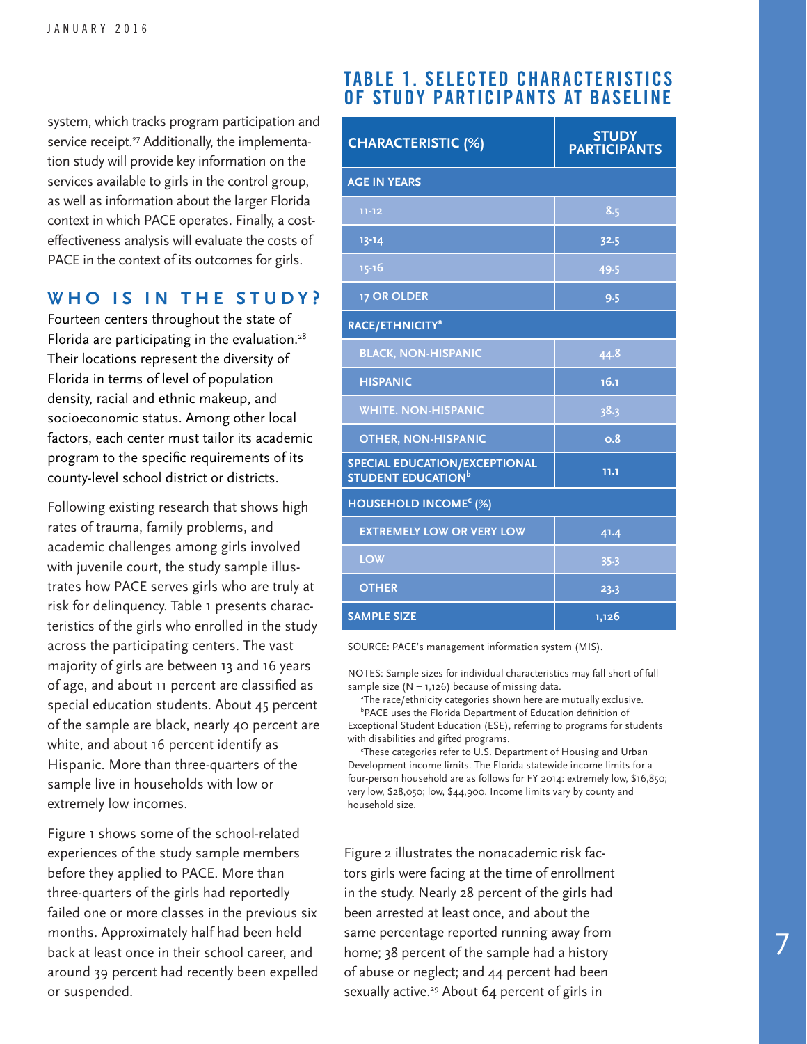system, which tracks program participation and service receipt.[27] Additionally, the implementation study will provide key information on the services available to girls in the control group, as well as information about the larger Florida context in which PACE operates. Finally, a cost-effectiveness analysis will evaluate the costs of PACE in the context of its outcomes for girls.

## WHO IS IN THE STUDY?

Fourteen centers throughout the state of Florida are participating in the evaluation.[28] Their locations represent the diversity of Florida in terms of level of population density, racial and ethnic makeup, and socioeconomic status. Among other local factors, each center must tailor its academic program to the specific requirements of its county-level school district or districts.

Following existing research that shows high rates of trauma, family problems, and academic challenges among girls involved with juvenile court, the study sample illustrates how PACE serves girls who are truly at risk for delinquency. Table 1 presents characteristics of the girls who enrolled in the study across the participating centers. The vast majority of girls are between 13 and 16 years of age, and about 11 percent are classified as special education students. About 45 percent of the sample are black, nearly 40 percent are white, and about 16 percent identify as Hispanic. More than three-quarters of the sample live in households with low or extremely low incomes.

Figure 1 shows some of the school-related experiences of the study sample members before they applied to PACE. More than three-quarters of the girls had reportedly failed one or more classes in the previous six months. Approximately half had been held back at least once in their school career, and around 39 percent had recently been expelled or suspended.

## TABLE 1. SELECTED CHARACTERISTICS OF STUDY PARTICIPANTS AT BASELINE

| CHARACTERISTIC (%) | STUDY PARTICIPANTS |
|---|---|
| **AGE IN YEARS** | |
| 11-12 | 8.5 |
| 13-14 | 32.5 |
| 15-16 | 49.5 |
| 17 OR OLDER | 9.5 |
| **RACE/ETHNICITY**[a] | |
| BLACK, NON-HISPANIC | 44.8 |
| HISPANIC | 16.1 |
| WHITE. NON-HISPANIC | 38.3 |
| OTHER, NON-HISPANIC | 0.8 |
| **SPECIAL EDUCATION/EXCEPTIONAL STUDENT EDUCATION**[b] | 11.1 |
| **HOUSEHOLD INCOME**[c] **(%)** | |
| EXTREMELY LOW OR VERY LOW | 41.4 |
| LOW | 35.3 |
| OTHER | 23.3 |
| **SAMPLE SIZE** | 1,126 |

SOURCE: PACE's management information system (MIS).

NOTES: Sample sizes for individual characteristics may fall short of full sample size (N = 1,126) because of missing data.

[a]The race/ethnicity categories shown here are mutually exclusive.

[b]PACE uses the Florida Department of Education definition of Exceptional Student Education (ESE), referring to programs for students with disabilities and gifted programs.

[c]These categories refer to U.S. Department of Housing and Urban Development income limits. The Florida statewide income limits for a four-person household are as follows for FY 2014: extremely low, $16,850; very low, $28,050; low, $44,900. Income limits vary by county and household size.

Figure 2 illustrates the nonacademic risk factors girls were facing at the time of enrollment in the study. Nearly 28 percent of the girls had been arrested at least once, and about the same percentage reported running away from home; 38 percent of the sample had a history of abuse or neglect; and 44 percent had been sexually active.[29] About 64 percent of girls in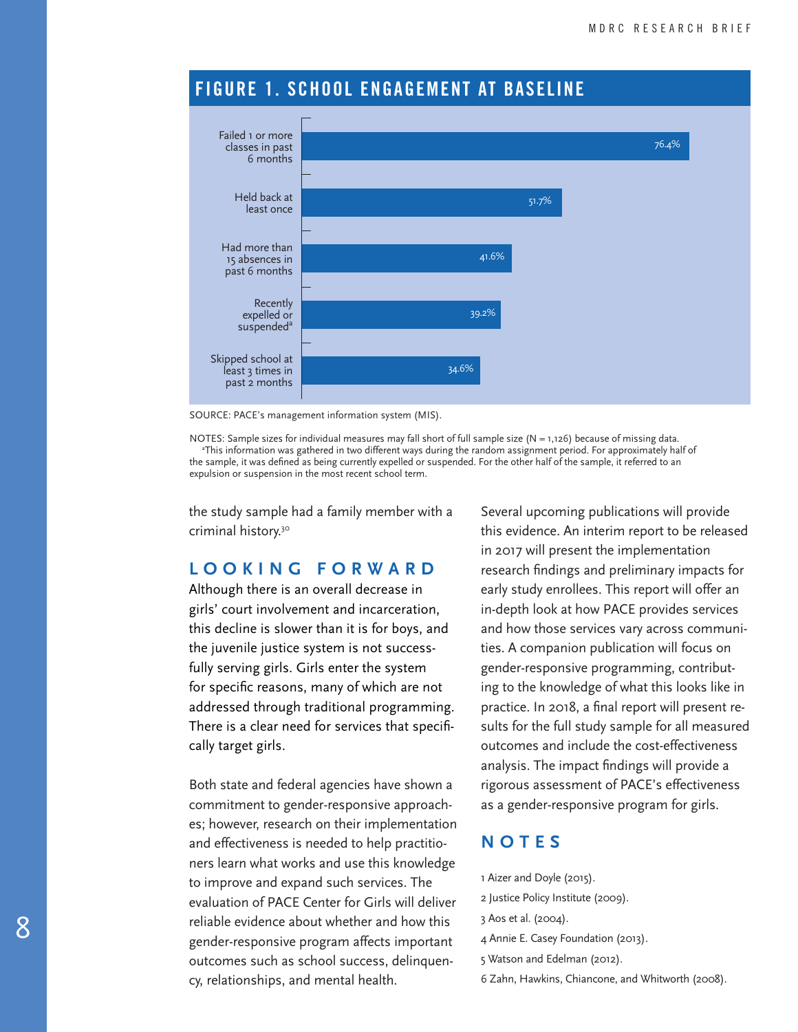## FIGURE 1. SCHOOL ENGAGEMENT AT BASELINE

| Measure | Percentage |
|---|---|
| Failed 1 or more classes in past 6 months | 76.4% |
| Held back at least once | 51.7% |
| Had more than 15 absences in past 6 months | 41.6% |
| Recently expelled or suspended[a] | 39.2% |
| Skipped school at least 3 times in past 2 months | 34.6% |

SOURCE: PACE's management information system (MIS).

NOTES: Sample sizes for individual measures may fall short of full sample size (N = 1,126) because of missing data.
[a]This information was gathered in two different ways during the random assignment period. For approximately half of the sample, it was defined as being currently expelled or suspended. For the other half of the sample, it referred to an expulsion or suspension in the most recent school term.

the study sample had a family member with a criminal history.[30]

## LOOKING FORWARD

Although there is an overall decrease in girls' court involvement and incarceration, this decline is slower than it is for boys, and the juvenile justice system is not successfully serving girls. Girls enter the system for specific reasons, many of which are not addressed through traditional programming. There is a clear need for services that specifically target girls.

Both state and federal agencies have shown a commitment to gender-responsive approaches; however, research on their implementation and effectiveness is needed to help practitioners learn what works and use this knowledge to improve and expand such services. The evaluation of PACE Center for Girls will deliver reliable evidence about whether and how this gender-responsive program affects important outcomes such as school success, delinquency, relationships, and mental health.

Several upcoming publications will provide this evidence. An interim report to be released in 2017 will present the implementation research findings and preliminary impacts for early study enrollees. This report will offer an in-depth look at how PACE provides services and how those services vary across communities. A companion publication will focus on gender-responsive programming, contributing to the knowledge of what this looks like in practice. In 2018, a final report will present results for the full study sample for all measured outcomes and include the cost-effectiveness analysis. The impact findings will provide a rigorous assessment of PACE's effectiveness as a gender-responsive program for girls.

## NOTES

1 Aizer and Doyle (2015).
2 Justice Policy Institute (2009).
3 Aos et al. (2004).
4 Annie E. Casey Foundation (2013).
5 Watson and Edelman (2012).
6 Zahn, Hawkins, Chiancone, and Whitworth (2008).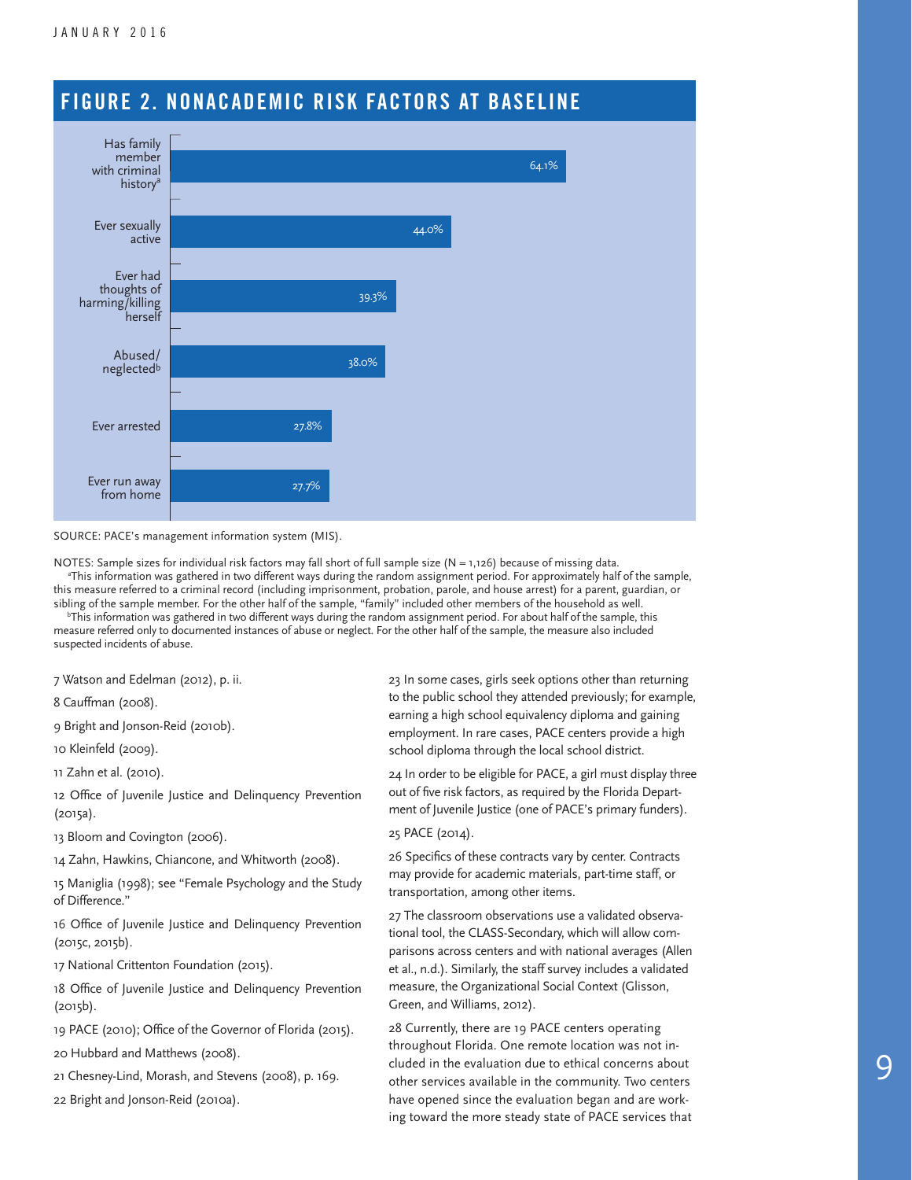## FIGURE 2. NONACADEMIC RISK FACTORS AT BASELINE

| Risk factor | Percentage |
| --- | --- |
| Has family member with criminal history[a] | 64.1% |
| Ever sexually active | 44.0% |
| Ever had thoughts of harming/killing herself | 39.3% |
| Abused/neglected[b] | 38.0% |
| Ever arrested | 27.8% |
| Ever run away from home | 27.7% |

SOURCE: PACE's management information system (MIS).

NOTES: Sample sizes for individual risk factors may fall short of full sample size (N = 1,126) because of missing data.

[a]This information was gathered in two different ways during the random assignment period. For approximately half of the sample, this measure referred to a criminal record (including imprisonment, probation, parole, and house arrest) for a parent, guardian, or sibling of the sample member. For the other half of the sample, "family" included other members of the household as well.

[b]This information was gathered in two different ways during the random assignment period. For about half of the sample, this measure referred only to documented instances of abuse or neglect. For the other half of the sample, the measure also included suspected incidents of abuse.

7 Watson and Edelman (2012), p. ii.

8 Cauffman (2008).

9 Bright and Jonson-Reid (2010b).

10 Kleinfeld (2009).

11 Zahn et al. (2010).

12 Office of Juvenile Justice and Delinquency Prevention (2015a).

13 Bloom and Covington (2006).

14 Zahn, Hawkins, Chiancone, and Whitworth (2008).

15 Maniglia (1998); see "Female Psychology and the Study of Difference."

16 Office of Juvenile Justice and Delinquency Prevention (2015c, 2015b).

17 National Crittenton Foundation (2015).

18 Office of Juvenile Justice and Delinquency Prevention (2015b).

19 PACE (2010); Office of the Governor of Florida (2015).

20 Hubbard and Matthews (2008).

21 Chesney-Lind, Morash, and Stevens (2008), p. 169.

22 Bright and Jonson-Reid (2010a).

23 In some cases, girls seek options other than returning to the public school they attended previously; for example, earning a high school equivalency diploma and gaining employment. In rare cases, PACE centers provide a high school diploma through the local school district.

24 In order to be eligible for PACE, a girl must display three out of five risk factors, as required by the Florida Department of Juvenile Justice (one of PACE's primary funders).

25 PACE (2014).

26 Specifics of these contracts vary by center. Contracts may provide for academic materials, part-time staff, or transportation, among other items.

27 The classroom observations use a validated observational tool, the CLASS-Secondary, which will allow comparisons across centers and with national averages (Allen et al., n.d.). Similarly, the staff survey includes a validated measure, the Organizational Social Context (Glisson, Green, and Williams, 2012).

28 Currently, there are 19 PACE centers operating throughout Florida. One remote location was not included in the evaluation due to ethical concerns about other services available in the community. Two centers have opened since the evaluation began and are working toward the more steady state of PACE services that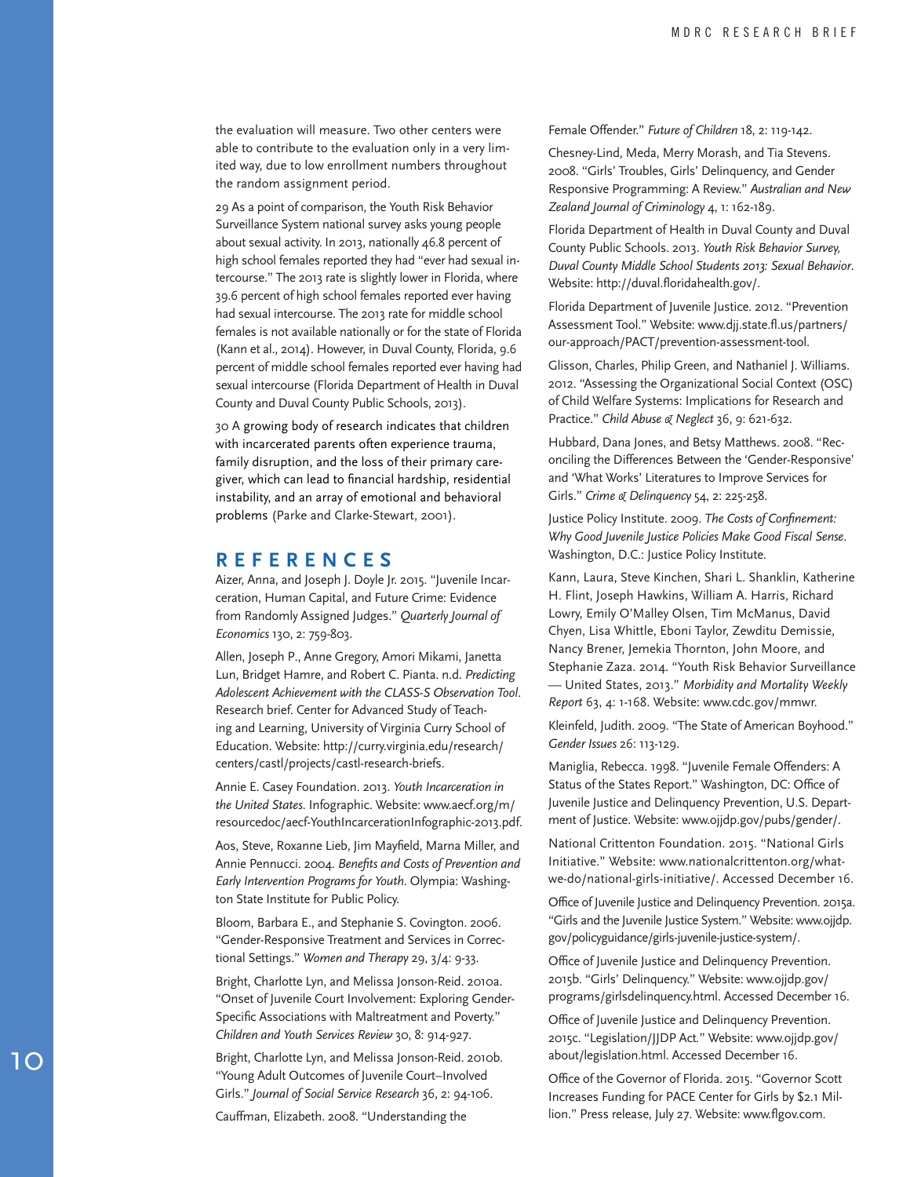the evaluation will measure. Two other centers were able to contribute to the evaluation only in a very limited way, due to low enrollment numbers throughout the random assignment period.

29 As a point of comparison, the Youth Risk Behavior Surveillance System national survey asks young people about sexual activity. In 2013, nationally 46.8 percent of high school females reported they had "ever had sexual intercourse." The 2013 rate is slightly lower in Florida, where 39.6 percent of high school females reported ever having had sexual intercourse. The 2013 rate for middle school females is not available nationally or for the state of Florida (Kann et al., 2014). However, in Duval County, Florida, 9.6 percent of middle school females reported ever having had sexual intercourse (Florida Department of Health in Duval County and Duval County Public Schools, 2013).

30 A growing body of research indicates that children with incarcerated parents often experience trauma, family disruption, and the loss of their primary caregiver, which can lead to financial hardship, residential instability, and an array of emotional and behavioral problems (Parke and Clarke-Stewart, 2001).

## REFERENCES

Aizer, Anna, and Joseph J. Doyle Jr. 2015. "Juvenile Incarceration, Human Capital, and Future Crime: Evidence from Randomly Assigned Judges." *Quarterly Journal of Economics* 130, 2: 759-803.

Allen, Joseph P., Anne Gregory, Amori Mikami, Janetta Lun, Bridget Hamre, and Robert C. Pianta. n.d. *Predicting Adolescent Achievement with the CLASS-S Observation Tool*. Research brief. Center for Advanced Study of Teaching and Learning, University of Virginia Curry School of Education. Website: http://curry.virginia.edu/research/centers/castl/projects/castl-research-briefs.

Annie E. Casey Foundation. 2013. *Youth Incarceration in the United States*. Infographic. Website: www.aecf.org/m/resourcedoc/aecf-YouthIncarcerationInfographic-2013.pdf.

Aos, Steve, Roxanne Lieb, Jim Mayfield, Marna Miller, and Annie Pennucci. 2004. *Benefits and Costs of Prevention and Early Intervention Programs for Youth*. Olympia: Washington State Institute for Public Policy.

Bloom, Barbara E., and Stephanie S. Covington. 2006. "Gender-Responsive Treatment and Services in Correctional Settings." *Women and Therapy* 29, 3/4: 9-33.

Bright, Charlotte Lyn, and Melissa Jonson-Reid. 2010a. "Onset of Juvenile Court Involvement: Exploring Gender-Specific Associations with Maltreatment and Poverty." *Children and Youth Services Review* 30, 8: 914-927.

Bright, Charlotte Lyn, and Melissa Jonson-Reid. 2010b. "Young Adult Outcomes of Juvenile Court–Involved Girls." *Journal of Social Service Research* 36, 2: 94-106.

Cauffman, Elizabeth. 2008. "Understanding the Female Offender." *Future of Children* 18, 2: 119-142.

Chesney-Lind, Meda, Merry Morash, and Tia Stevens. 2008. "Girls' Troubles, Girls' Delinquency, and Gender Responsive Programming: A Review." *Australian and New Zealand Journal of Criminology* 4, 1: 162-189.

Florida Department of Health in Duval County and Duval County Public Schools. 2013. *Youth Risk Behavior Survey, Duval County Middle School Students 2013: Sexual Behavior*. Website: http://duval.floridahealth.gov/.

Florida Department of Juvenile Justice. 2012. "Prevention Assessment Tool." Website: www.djj.state.fl.us/partners/our-approach/PACT/prevention-assessment-tool.

Glisson, Charles, Philip Green, and Nathaniel J. Williams. 2012. "Assessing the Organizational Social Context (OSC) of Child Welfare Systems: Implications for Research and Practice." *Child Abuse & Neglect* 36, 9: 621-632.

Hubbard, Dana Jones, and Betsy Matthews. 2008. "Reconciling the Differences Between the 'Gender-Responsive' and 'What Works' Literatures to Improve Services for Girls." *Crime & Delinquency* 54, 2: 225-258.

Justice Policy Institute. 2009. *The Costs of Confinement: Why Good Juvenile Justice Policies Make Good Fiscal Sense*. Washington, D.C.: Justice Policy Institute.

Kann, Laura, Steve Kinchen, Shari L. Shanklin, Katherine H. Flint, Joseph Hawkins, William A. Harris, Richard Lowry, Emily O'Malley Olsen, Tim McManus, David Chyen, Lisa Whittle, Eboni Taylor, Zewditu Demissie, Nancy Brener, Jemekia Thornton, John Moore, and Stephanie Zaza. 2014. "Youth Risk Behavior Surveillance — United States, 2013." *Morbidity and Mortality Weekly Report* 63, 4: 1-168. Website: www.cdc.gov/mmwr.

Kleinfeld, Judith. 2009. "The State of American Boyhood." *Gender Issues* 26: 113-129.

Maniglia, Rebecca. 1998. "Juvenile Female Offenders: A Status of the States Report." Washington, DC: Office of Juvenile Justice and Delinquency Prevention, U.S. Department of Justice. Website: www.ojjdp.gov/pubs/gender/.

National Crittenton Foundation. 2015. "National Girls Initiative." Website: www.nationalcrittenton.org/what-we-do/national-girls-initiative/. Accessed December 16.

Office of Juvenile Justice and Delinquency Prevention. 2015a. "Girls and the Juvenile Justice System." Website: www.ojjdp.gov/policyguidance/girls-juvenile-justice-system/.

Office of Juvenile Justice and Delinquency Prevention. 2015b. "Girls' Delinquency." Website: www.ojjdp.gov/programs/girlsdelinquency.html. Accessed December 16.

Office of Juvenile Justice and Delinquency Prevention. 2015c. "Legislation/JJDP Act." Website: www.ojjdp.gov/about/legislation.html. Accessed December 16.

Office of the Governor of Florida. 2015. "Governor Scott Increases Funding for PACE Center for Girls by $2.1 Million." Press release, July 27. Website: www.flgov.com.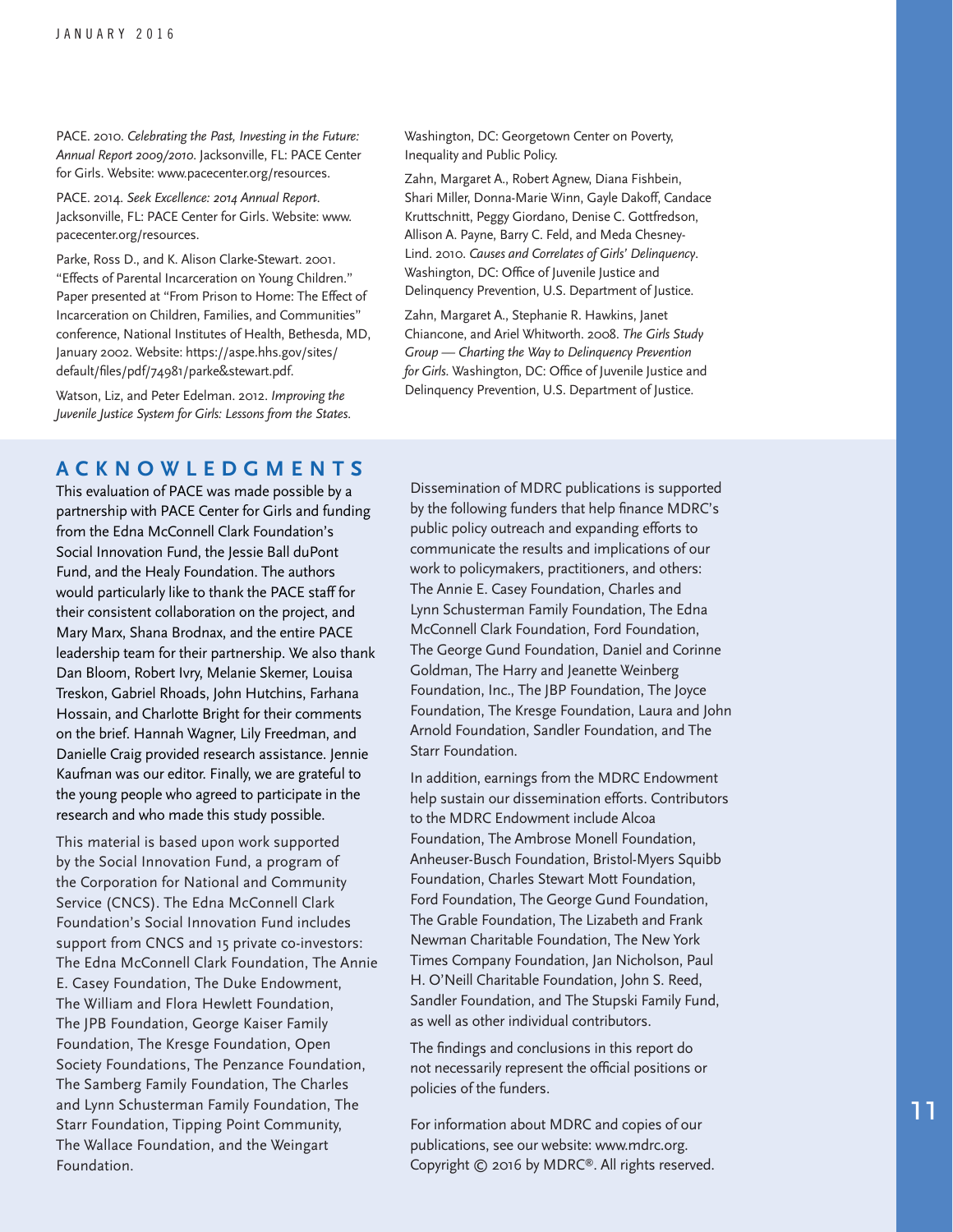PACE. 2010. *Celebrating the Past, Investing in the Future: Annual Report 2009/2010*. Jacksonville, FL: PACE Center for Girls. Website: www.pacecenter.org/resources.

PACE. 2014. *Seek Excellence: 2014 Annual Report*. Jacksonville, FL: PACE Center for Girls. Website: www.pacecenter.org/resources.

Parke, Ross D., and K. Alison Clarke-Stewart. 2001. "Effects of Parental Incarceration on Young Children." Paper presented at "From Prison to Home: The Effect of Incarceration on Children, Families, and Communities" conference, National Institutes of Health, Bethesda, MD, January 2002. Website: https://aspe.hhs.gov/sites/default/files/pdf/74981/parke&stewart.pdf.

Watson, Liz, and Peter Edelman. 2012. *Improving the Juvenile Justice System for Girls: Lessons from the States*. Washington, DC: Georgetown Center on Poverty, Inequality and Public Policy.

Zahn, Margaret A., Robert Agnew, Diana Fishbein, Shari Miller, Donna-Marie Winn, Gayle Dakoff, Candace Kruttschnitt, Peggy Giordano, Denise C. Gottfredson, Allison A. Payne, Barry C. Feld, and Meda Chesney-Lind. 2010. *Causes and Correlates of Girls' Delinquency*. Washington, DC: Office of Juvenile Justice and Delinquency Prevention, U.S. Department of Justice.

Zahn, Margaret A., Stephanie R. Hawkins, Janet Chiancone, and Ariel Whitworth. 2008. *The Girls Study Group — Charting the Way to Delinquency Prevention for Girls*. Washington, DC: Office of Juvenile Justice and Delinquency Prevention, U.S. Department of Justice.

## ACKNOWLEDGMENTS

This evaluation of PACE was made possible by a partnership with PACE Center for Girls and funding from the Edna McConnell Clark Foundation's Social Innovation Fund, the Jessie Ball duPont Fund, and the Healy Foundation. The authors would particularly like to thank the PACE staff for their consistent collaboration on the project, and Mary Marx, Shana Brodnax, and the entire PACE leadership team for their partnership. We also thank Dan Bloom, Robert Ivry, Melanie Skemer, Louisa Treskon, Gabriel Rhoads, John Hutchins, Farhana Hossain, and Charlotte Bright for their comments on the brief. Hannah Wagner, Lily Freedman, and Danielle Craig provided research assistance. Jennie Kaufman was our editor. Finally, we are grateful to the young people who agreed to participate in the research and who made this study possible.

This material is based upon work supported by the Social Innovation Fund, a program of the Corporation for National and Community Service (CNCS). The Edna McConnell Clark Foundation's Social Innovation Fund includes support from CNCS and 15 private co-investors: The Edna McConnell Clark Foundation, The Annie E. Casey Foundation, The Duke Endowment, The William and Flora Hewlett Foundation, The JPB Foundation, George Kaiser Family Foundation, The Kresge Foundation, Open Society Foundations, The Penzance Foundation, The Samberg Family Foundation, The Charles and Lynn Schusterman Family Foundation, The Starr Foundation, Tipping Point Community, The Wallace Foundation, and the Weingart Foundation.

Dissemination of MDRC publications is supported by the following funders that help finance MDRC's public policy outreach and expanding efforts to communicate the results and implications of our work to policymakers, practitioners, and others: The Annie E. Casey Foundation, Charles and Lynn Schusterman Family Foundation, The Edna McConnell Clark Foundation, Ford Foundation, The George Gund Foundation, Daniel and Corinne Goldman, The Harry and Jeanette Weinberg Foundation, Inc., The JBP Foundation, The Joyce Foundation, The Kresge Foundation, Laura and John Arnold Foundation, Sandler Foundation, and The Starr Foundation.

In addition, earnings from the MDRC Endowment help sustain our dissemination efforts. Contributors to the MDRC Endowment include Alcoa Foundation, The Ambrose Monell Foundation, Anheuser-Busch Foundation, Bristol-Myers Squibb Foundation, Charles Stewart Mott Foundation, Ford Foundation, The George Gund Foundation, The Grable Foundation, The Lizabeth and Frank Newman Charitable Foundation, The New York Times Company Foundation, Jan Nicholson, Paul H. O'Neill Charitable Foundation, John S. Reed, Sandler Foundation, and The Stupski Family Fund, as well as other individual contributors.

The findings and conclusions in this report do not necessarily represent the official positions or policies of the funders.

For information about MDRC and copies of our publications, see our website: www.mdrc.org. Copyright © 2016 by MDRC®. All rights reserved.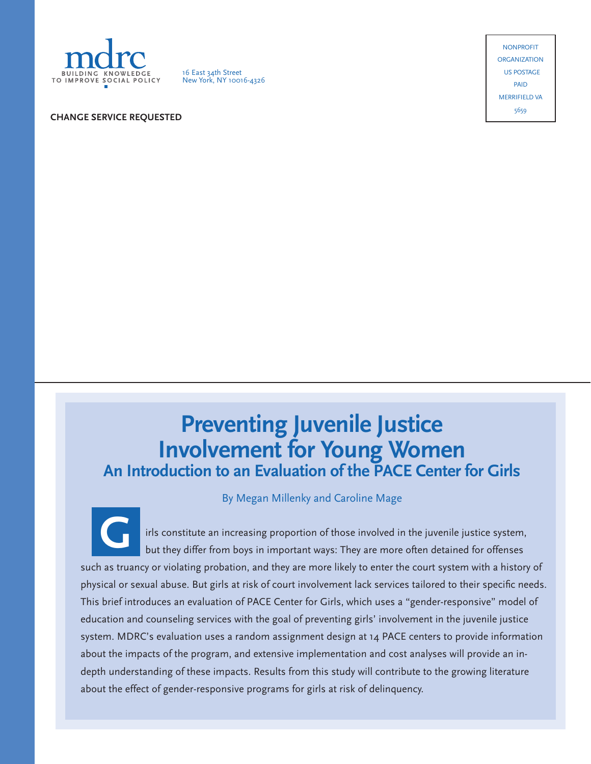mdrc

BUILDING KNOWLEDGE TO IMPROVE SOCIAL POLICY

16 East 34th Street
New York, NY 10016-4326

NONPROFIT ORGANIZATION
US POSTAGE
PAID
MERRIFIELD VA
5659

**CHANGE SERVICE REQUESTED**

# Preventing Juvenile Justice Involvement for Young Women

## An Introduction to an Evaluation of the PACE Center for Girls

By Megan Millenky and Caroline Mage

Girls constitute an increasing proportion of those involved in the juvenile justice system, but they differ from boys in important ways: They are more often detained for offenses such as truancy or violating probation, and they are more likely to enter the court system with a history of physical or sexual abuse. But girls at risk of court involvement lack services tailored to their specific needs. This brief introduces an evaluation of PACE Center for Girls, which uses a "gender-responsive" model of education and counseling services with the goal of preventing girls' involvement in the juvenile justice system. MDRC's evaluation uses a random assignment design at 14 PACE centers to provide information about the impacts of the program, and extensive implementation and cost analyses will provide an in-depth understanding of these impacts. Results from this study will contribute to the growing literature about the effect of gender-responsive programs for girls at risk of delinquency.